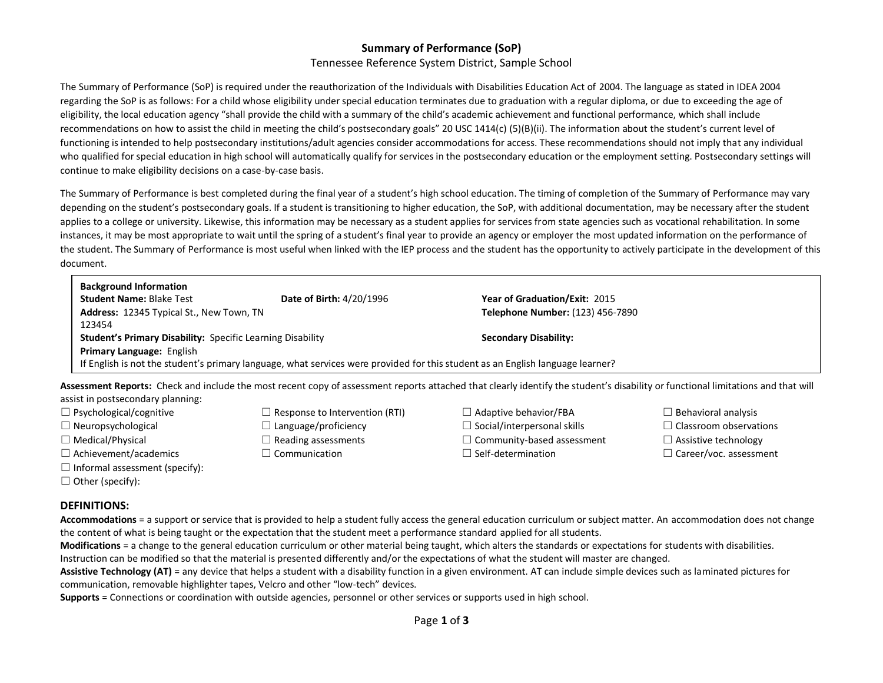# Summary of Performance (SoP)

Tennessee Reference System District, Sample School

The Summary of Performance (SoP) is required under the reauthorization of the Individuals with Disabilities Education Act of 2004. The language as stated in IDEA 2004 regarding the SoP is as follows: For a child whose eligibility under special education terminates due to graduation with a regular diploma, or due to exceeding the age of eligibility, the local education agency "shall provide the child with a summary of the child's academic achievement and functional performance, which shall include recommendations on how to assist the child in meeting the child's postsecondary goals" 20 USC 1414(c) (5)(B)(ii). The information about the student's current level of functioning is intended to help postsecondary institutions/adult agencies consider accommodations for access. These recommendations should not imply that any individual who qualified for special education in high school will automatically qualify for services in the postsecondary education or the employment setting. Postsecondary settings will continue to make eligibility decisions on a case-by-case basis.

The Summary of Performance is best completed during the final year of a student's high school education. The timing of completion of the Summary of Performance may vary depending on the student's postsecondary goals. If a student is transitioning to higher education, the SoP, with additional documentation, may be necessary after the student applies to a college or university. Likewise, this information may be necessary as a student applies for services from state agencies such as vocational rehabilitation. In some instances, it may be most appropriate to wait until the spring of a student's final year to provide an agency or employer the most updated information on the performance of the student. The Summary of Performance is most useful when linked with the IEP process and the student has the opportunity to actively participate in the development of this document.

**Background Information**

**Student Name:** Blake Test **Date of Birth:** 4/20/1996 **Year of Graduation/Exit:** 2015

**Address:** 12345 Typical St., New Town, TN 123454 **Telephone Number:** (123) 456-7890

**Student's Primary Disability:** Specific Learning Disability **Secondary Disability:**

**Primary Language:** English

If English is not the student's primary language, what services were provided for this student as an English language learner?

**Assessment Reports:** Check and include the most recent copy of assessment reports attached that clearly identify the student's disability or functional limitations and that will assist in postsecondary planning:

☐ Psychological/cognitive
☐ Neuropsychological
☐ Medical/Physical
☐ Achievement/academics
☐ Response to Intervention (RTI)
☐ Language/proficiency
☐ Reading assessments
☐ Communication
☐ Adaptive behavior/FBA
☐ Social/interpersonal skills
☐ Community-based assessment
☐ Self-determination
☐ Behavioral analysis
☐ Classroom observations
☐ Assistive technology
☐ Career/voc. assessment
☐ Informal assessment (specify):
☐ Other (specify):

## DEFINITIONS:

**Accommodations** = a support or service that is provided to help a student fully access the general education curriculum or subject matter. An accommodation does not change the content of what is being taught or the expectation that the student meet a performance standard applied for all students.

**Modifications** = a change to the general education curriculum or other material being taught, which alters the standards or expectations for students with disabilities. Instruction can be modified so that the material is presented differently and/or the expectations of what the student will master are changed.

**Assistive Technology (AT)** = any device that helps a student with a disability function in a given environment. AT can include simple devices such as laminated pictures for communication, removable highlighter tapes, Velcro and other "low-tech" devices.

**Supports** = Connections or coordination with outside agencies, personnel or other services or supports used in high school.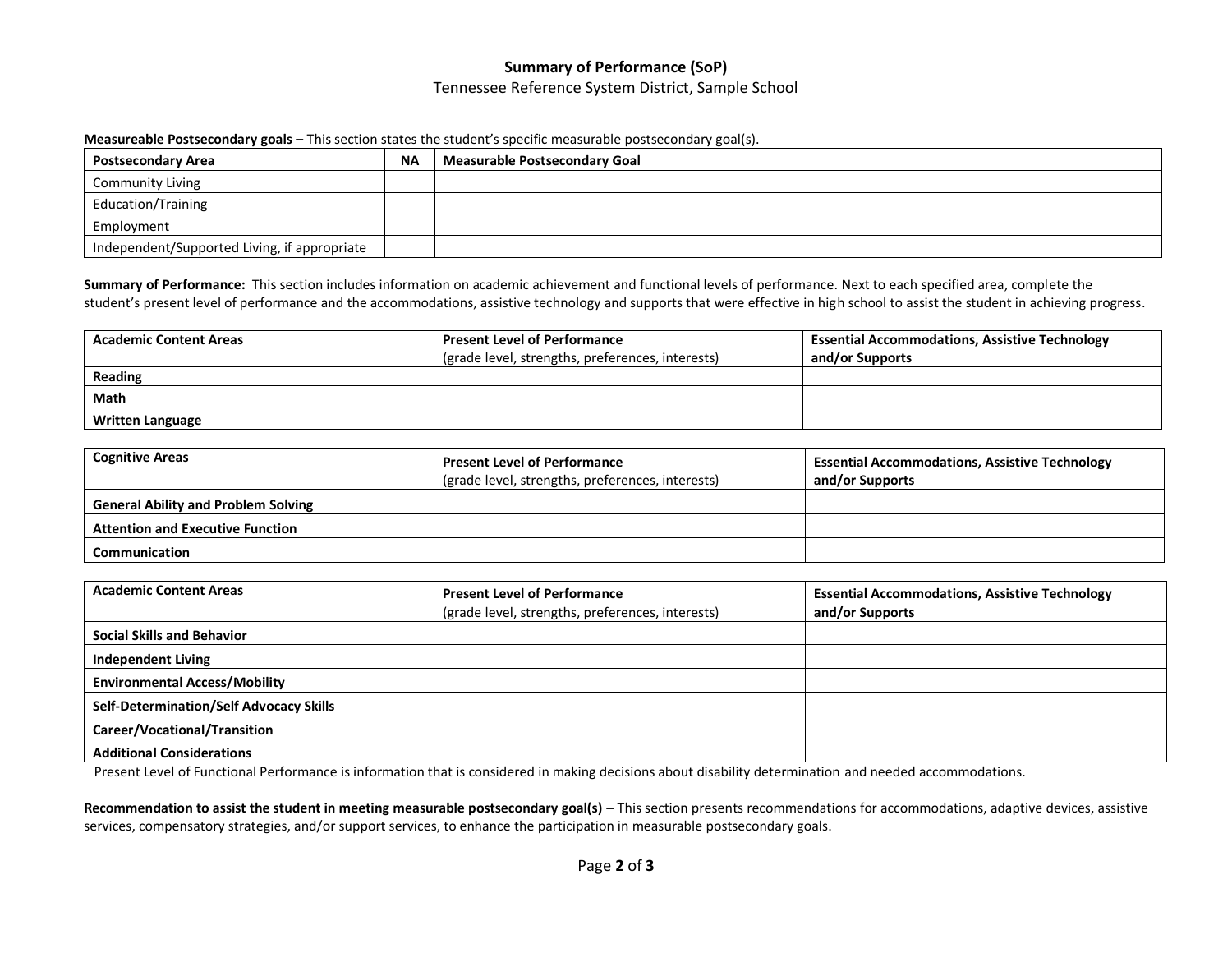**Summary of Performance (SoP)**

Tennessee Reference System District, Sample School

**Measureable Postsecondary goals –** This section states the student's specific measurable postsecondary goal(s).

| Postsecondary Area | NA | Measurable Postsecondary Goal |
|---|---|---|
| Community Living | | |
| Education/Training | | |
| Employment | | |
| Independent/Supported Living, if appropriate | | |

**Summary of Performance:** This section includes information on academic achievement and functional levels of performance. Next to each specified area, complete the student's present level of performance and the accommodations, assistive technology and supports that were effective in high school to assist the student in achieving progress.

| **Academic Content Areas** | **Present Level of Performance** (grade level, strengths, preferences, interests) | **Essential Accommodations, Assistive Technology and/or Supports** |
|---|---|---|
| **Reading** | | |
| **Math** | | |
| **Written Language** | | |

| **Cognitive Areas** | **Present Level of Performance** (grade level, strengths, preferences, interests) | **Essential Accommodations, Assistive Technology and/or Supports** |
|---|---|---|
| **General Ability and Problem Solving** | | |
| **Attention and Executive Function** | | |
| **Communication** | | |

| **Academic Content Areas** | **Present Level of Performance** (grade level, strengths, preferences, interests) | **Essential Accommodations, Assistive Technology and/or Supports** |
|---|---|---|
| **Social Skills and Behavior** | | |
| **Independent Living** | | |
| **Environmental Access/Mobility** | | |
| **Self-Determination/Self Advocacy Skills** | | |
| **Career/Vocational/Transition** | | |
| **Additional Considerations** | | |

Present Level of Functional Performance is information that is considered in making decisions about disability determination and needed accommodations.

**Recommendation to assist the student in meeting measurable postsecondary goal(s) –** This section presents recommendations for accommodations, adaptive devices, assistive services, compensatory strategies, and/or support services, to enhance the participation in measurable postsecondary goals.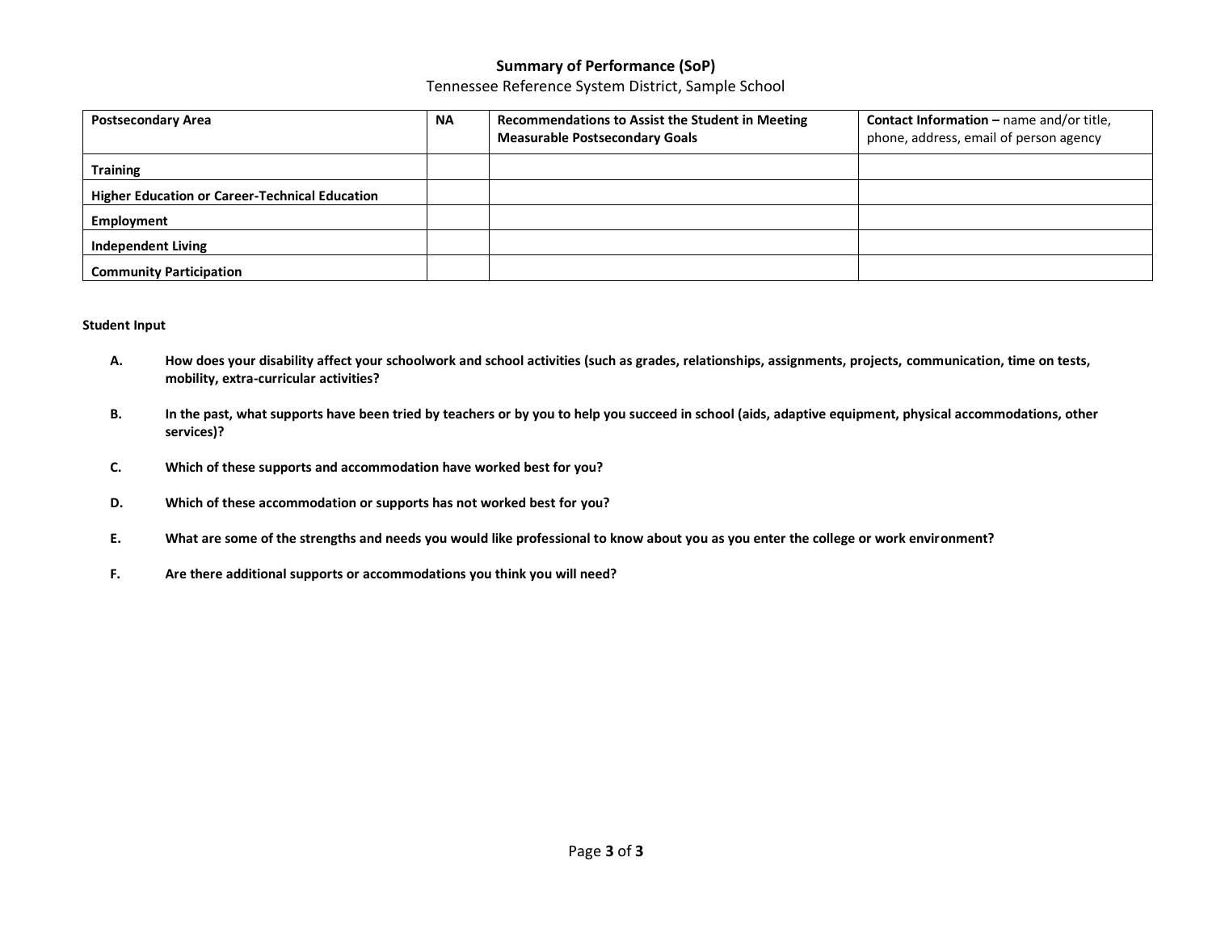**Summary of Performance (SoP)**

Tennessee Reference System District, Sample School

| **Postsecondary Area** | **NA** | **Recommendations to Assist the Student in Meeting Measurable Postsecondary Goals** | **Contact Information –** name and/or title, phone, address, email of person agency |
|---|---|---|---|
| **Training** | | | |
| **Higher Education or Career-Technical Education** | | | |
| **Employment** | | | |
| **Independent Living** | | | |
| **Community Participation** | | | |

**Student Input**

**A.** **How does your disability affect your schoolwork and school activities (such as grades, relationships, assignments, projects, communication, time on tests, mobility, extra-curricular activities?**

**B.** **In the past, what supports have been tried by teachers or by you to help you succeed in school (aids, adaptive equipment, physical accommodations, other services)?**

**C.** **Which of these supports and accommodation have worked best for you?**

**D.** **Which of these accommodation or supports has not worked best for you?**

**E.** **What are some of the strengths and needs you would like professional to know about you as you enter the college or work environment?**

**F.** **Are there additional supports or accommodations you think you will need?**